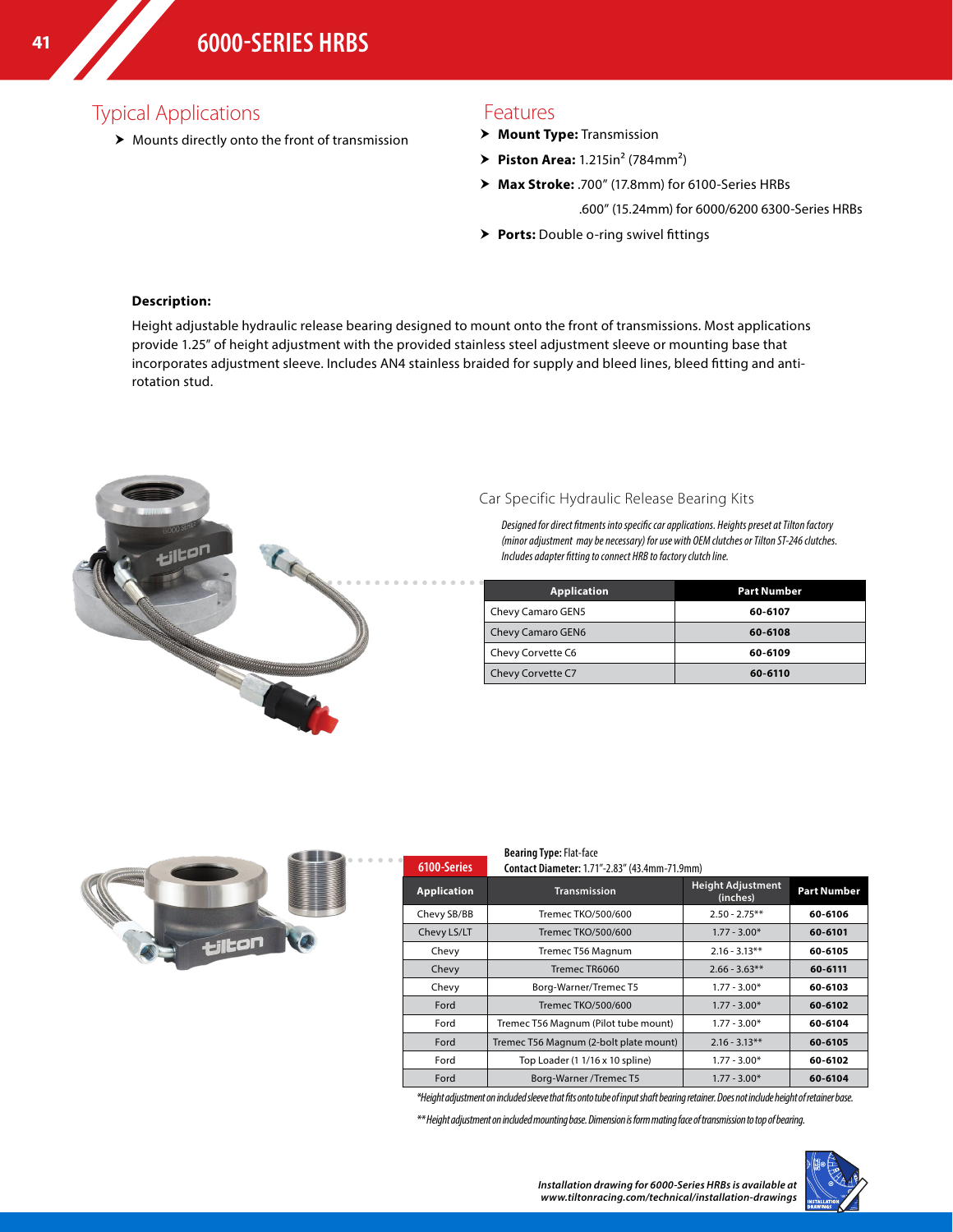# 6000-SERIES HRBS

## Typical Applications

- Mounts directly onto the front of transmission

## Features

- **Mount Type:** Transmission
- **Piston Area:** 1.215in² (784mm²)
- **Max Stroke:** .700" (17.8mm) for 6100-Series HRBs
  .600" (15.24mm) for 6000/6200 6300-Series HRBs
- **Ports:** Double o-ring swivel fittings

**Description:**

Height adjustable hydraulic release bearing designed to mount onto the front of transmissions. Most applications provide 1.25" of height adjustment with the provided stainless steel adjustment sleeve or mounting base that incorporates adjustment sleeve. Includes AN4 stainless braided for supply and bleed lines, bleed fitting and anti-rotation stud.

### Car Specific Hydraulic Release Bearing Kits

*Designed for direct fitments into specific car applications. Heights preset at Tilton factory (minor adjustment may be necessary) for use with OEM clutches or Tilton ST-246 clutches. Includes adapter fitting to connect HRB to factory clutch line.*

| Application | Part Number |
|---|---|
| Chevy Camaro GEN5 | **60-6107** |
| Chevy Camaro GEN6 | **60-6108** |
| Chevy Corvette C6 | **60-6109** |
| Chevy Corvette C7 | **60-6110** |

### 6100-Series

**Bearing Type:** Flat-face
**Contact Diameter:** 1.71"-2.83" (43.4mm-71.9mm)

| Application | Transmission | Height Adjustment (inches) | Part Number |
|---|---|---|---|
| Chevy SB/BB | Tremec TKO/500/600 | 2.50 - 2.75** | **60-6106** |
| Chevy LS/LT | Tremec TKO/500/600 | 1.77 - 3.00* | **60-6101** |
| Chevy | Tremec T56 Magnum | 2.16 - 3.13** | **60-6105** |
| Chevy | Tremec TR6060 | 2.66 - 3.63** | **60-6111** |
| Chevy | Borg-Warner/Tremec T5 | 1.77 - 3.00* | **60-6103** |
| Ford | Tremec TKO/500/600 | 1.77 - 3.00* | **60-6102** |
| Ford | Tremec T56 Magnum (Pilot tube mount) | 1.77 - 3.00* | **60-6104** |
| Ford | Tremec T56 Magnum (2-bolt plate mount) | 2.16 - 3.13** | **60-6105** |
| Ford | Top Loader (1 1/16 x 10 spline) | 1.77 - 3.00* | **60-6102** |
| Ford | Borg-Warner /Tremec T5 | 1.77 - 3.00* | **60-6104** |

*\*Height adjustment on included sleeve that fits onto tube of input shaft bearing retainer. Does not include height of retainer base.*

*\*\*Height adjustment on included mounting base. Dimension is form mating face of transmission to top of bearing.*

***Installation drawing for 6000-Series HRBs is available at www.tiltonracing.com/technical/installation-drawings***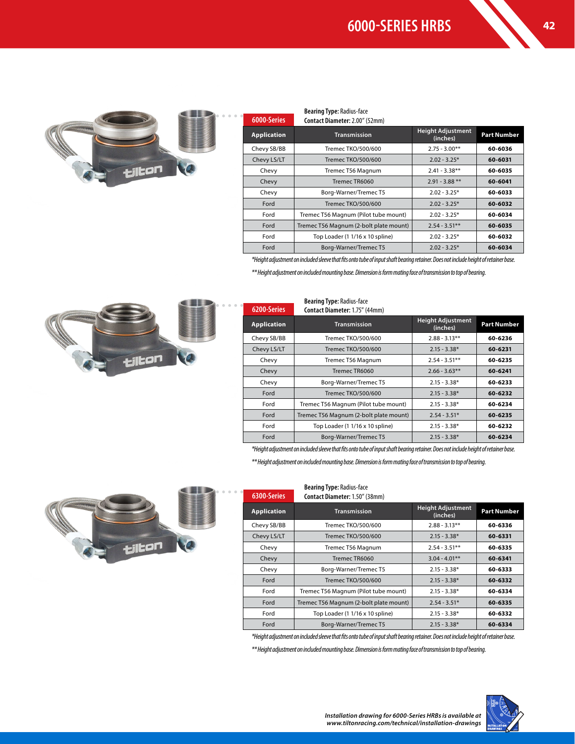# 6000-SERIES HRBS

**6000-Series**

**Bearing Type:** Radius-face
**Contact Diameter:** 2.00" (52mm)

| Application | Transmission | Height Adjustment (inches) | Part Number |
|---|---|---|---|
| Chevy SB/BB | Tremec TKO/500/600 | 2.75 - 3.00** | **60-6036** |
| Chevy LS/LT | Tremec TKO/500/600 | 2.02 - 3.25* | **60-6031** |
| Chevy | Tremec T56 Magnum | 2.41 - 3.38** | **60-6035** |
| Chevy | Tremec TR6060 | 2.91 - 3.88 ** | **60-6041** |
| Chevy | Borg-Warner/Tremec T5 | 2.02 - 3.25* | **60-6033** |
| Ford | Tremec TKO/500/600 | 2.02 - 3.25* | **60-6032** |
| Ford | Tremec T56 Magnum (Pilot tube mount) | 2.02 - 3.25* | **60-6034** |
| Ford | Tremec T56 Magnum (2-bolt plate mount) | 2.54 - 3.51** | **60-6035** |
| Ford | Top Loader (1 1/16 x 10 spline) | 2.02 - 3.25* | **60-6032** |
| Ford | Borg-Warner/Tremec T5 | 2.02 - 3.25* | **60-6034** |

*\*Height adjustment on included sleeve that fits onto tube of input shaft bearing retainer. Does not include height of retainer base.*

*\*\*Height adjustment on included mounting base. Dimension is form mating face of transmission to top of bearing.*

**6200-Series**

**Bearing Type:** Radius-face
**Contact Diameter:** 1.75" (44mm)

| Application | Transmission | Height Adjustment (inches) | Part Number |
|---|---|---|---|
| Chevy SB/BB | Tremec TKO/500/600 | 2.88 - 3.13** | **60-6236** |
| Chevy LS/LT | Tremec TKO/500/600 | 2.15 - 3.38* | **60-6231** |
| Chevy | Tremec T56 Magnum | 2.54 - 3.51** | **60-6235** |
| Chevy | Tremec TR6060 | 2.66 - 3.63** | **60-6241** |
| Chevy | Borg-Warner/Tremec T5 | 2.15 - 3.38* | **60-6233** |
| Ford | Tremec TKO/500/600 | 2.15 - 3.38* | **60-6232** |
| Ford | Tremec T56 Magnum (Pilot tube mount) | 2.15 - 3.38* | **60-6234** |
| Ford | Tremec T56 Magnum (2-bolt plate mount) | 2.54 - 3.51* | **60-6235** |
| Ford | Top Loader (1 1/16 x 10 spline) | 2.15 - 3.38* | **60-6232** |
| Ford | Borg-Warner/Tremec T5 | 2.15 - 3.38* | **60-6234** |

*\*Height adjustment on included sleeve that fits onto tube of input shaft bearing retainer. Does not include height of retainer base.*

*\*\*Height adjustment on included mounting base. Dimension is form mating face of transmission to top of bearing.*

**6300-Series**

**Bearing Type:** Radius-face
**Contact Diameter:** 1.50" (38mm)

| Application | Transmission | Height Adjustment (inches) | Part Number |
|---|---|---|---|
| Chevy SB/BB | Tremec TKO/500/600 | 2.88 - 3.13** | **60-6336** |
| Chevy LS/LT | Tremec TKO/500/600 | 2.15 - 3.38* | **60-6331** |
| Chevy | Tremec T56 Magnum | 2.54 - 3.51** | **60-6335** |
| Chevy | Tremec TR6060 | 3.04 - 4.01** | **60-6341** |
| Chevy | Borg-Warner/Tremec T5 | 2.15 - 3.38* | **60-6333** |
| Ford | Tremec TKO/500/600 | 2.15 - 3.38* | **60-6332** |
| Ford | Tremec T56 Magnum (Pilot tube mount) | 2.15 - 3.38* | **60-6334** |
| Ford | Tremec T56 Magnum (2-bolt plate mount) | 2.54 - 3.51* | **60-6335** |
| Ford | Top Loader (1 1/16 x 10 spline) | 2.15 - 3.38* | **60-6332** |
| Ford | Borg-Warner/Tremec T5 | 2.15 - 3.38* | **60-6334** |

*\*Height adjustment on included sleeve that fits onto tube of input shaft bearing retainer. Does not include height of retainer base.*

*\*\*Height adjustment on included mounting base. Dimension is form mating face of transmission to top of bearing.*

***Installation drawing for 6000-Series HRBs is available at www.tiltonracing.com/technical/installation-drawings***